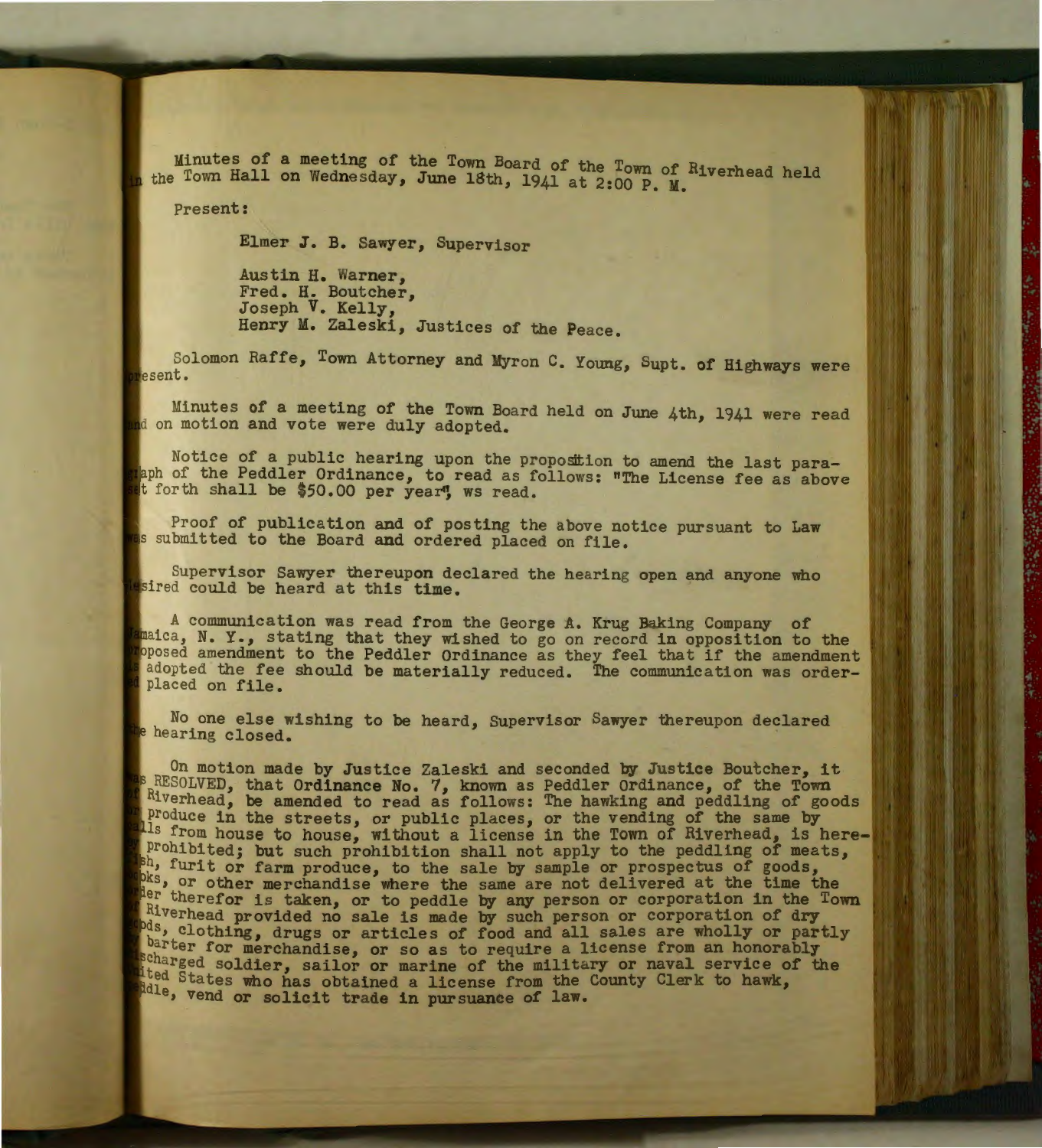Minutes of a meeting of the Town Board of the Town of Riverhead held in the Town Hall on Wednesday, June 18th, 1941 at 2:00 P. M.

Present:

Elmer J. B. Sawyer, Supervisor

Austin H. Warner,
Fred. H. Boutcher,
Joseph V. Kelly,
Henry M. Zaleski, Justices of the Peace.

Solomon Raffe, Town Attorney and Myron C. Young, Supt. of Highways were present.

Minutes of a meeting of the Town Board held on June 4th, 1941 were read and on motion and vote were duly adopted.

Notice of a public hearing upon the proposition to amend the last paragraph of the Peddler Ordinance, to read as follows: "The License fee as above set forth shall be $50.00 per year", ws read.

Proof of publication and of posting the above notice pursuant to Law was submitted to the Board and ordered placed on file.

Supervisor Sawyer thereupon declared the hearing open and anyone who desired could be heard at this time.

A communication was read from the George A. Krug Baking Company of Jamaica, N. Y., stating that they wished to go on record in opposition to the proposed amendment to the Peddler Ordinance as they feel that if the amendment is adopted the fee should be materially reduced. The communication was ordered placed on file.

No one else wishing to be heard, Supervisor Sawyer thereupon declared the hearing closed.

On motion made by Justice Zaleski and seconded by Justice Boutcher, it was RESOLVED, that Ordinance No. 7, known as Peddler Ordinance, of the Town of Riverhead, be amended to read as follows: The hawking and peddling of goods or produce in the streets, or public places, or the vending of the same by calls from house to house, without a license in the Town of Riverhead, is hereby prohibited; but such prohibition shall not apply to the peddling of meats, fish, furit or farm produce, to the sale by sample or prospectus of goods, books, or other merchandise where the same are not delivered at the time the order therefor is taken, or to peddle by any person or corporation in the Town of Riverhead provided no sale is made by such person or corporation of dry goods, clothing, drugs or articles of food and all sales are wholly or partly by barter for merchandise, or so as to require a license from an honorably discharged soldier, sailor or marine of the military or naval service of the United States who has obtained a license from the County Clerk to hawk, peddle, vend or solicit trade in pursuance of law.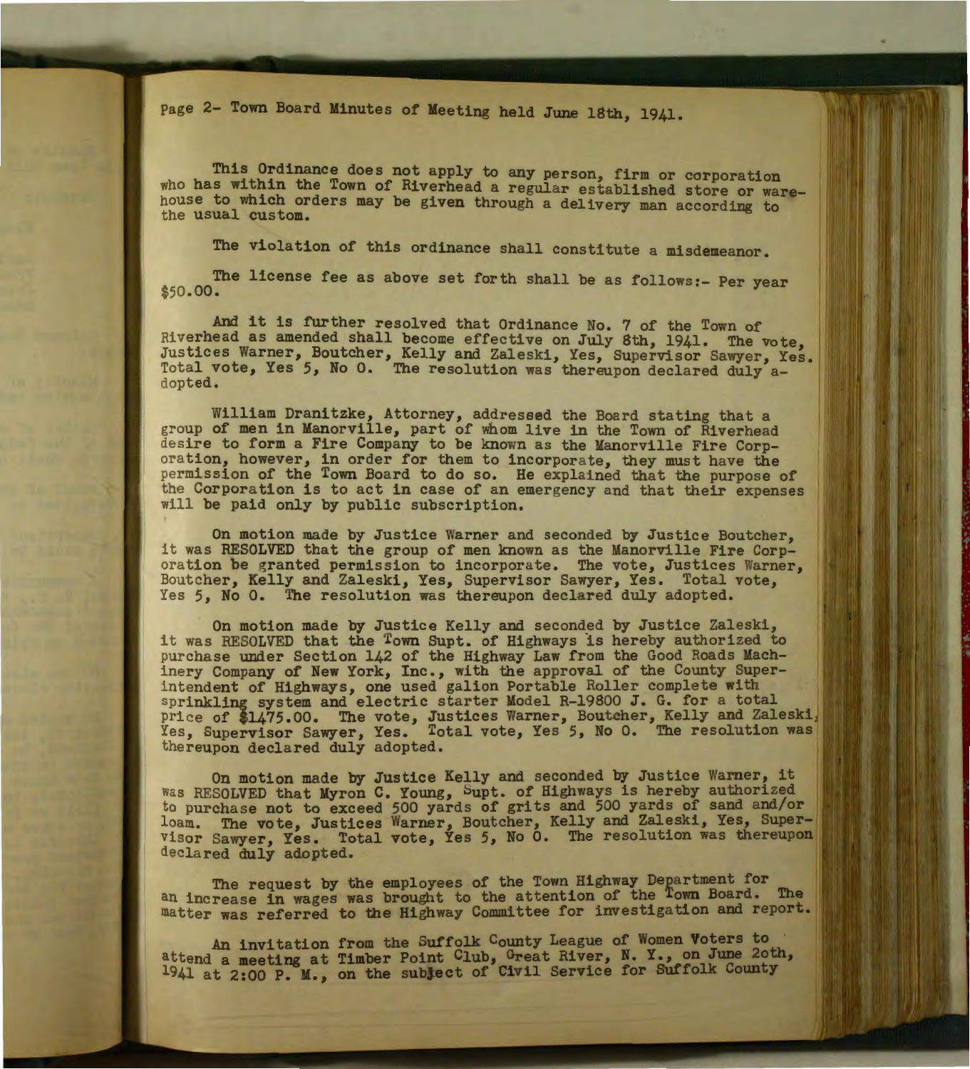This Ordinance does not apply to any person, firm or corporation who has within the Town of Riverhead a regular established store or warehouse to which orders may be given through a delivery man according to the usual custom.

The violation of this ordinance shall constitute a misdemeanor.

The license fee as above set forth shall be as follows:- Per year $50.00.

And it is further resolved that Ordinance No. 7 of the Town of Riverhead as amended shall become effective on July 8th, 1941. The vote, Justices Warner, Boutcher, Kelly and Zaleski, Yes, Supervisor Sawyer, Yes. Total vote, Yes 5, No 0. The resolution was thereupon declared duly adopted.

William Dranitzke, Attorney, addressed the Board stating that a group of men in Manorville, part of whom live in the Town of Riverhead desire to form a Fire Company to be known as the Manorville Fire Corporation, however, in order for them to incorporate, they must have the permission of the Town Board to do so. He explained that the purpose of the Corporation is to act in case of an emergency and that their expenses will be paid only by public subscription.

On motion made by Justice Warner and seconded by Justice Boutcher, it was RESOLVED that the group of men known as the Manorville Fire Corporation be granted permission to incorporate. The vote, Justices Warner, Boutcher, Kelly and Zaleski, Yes, Supervisor Sawyer, Yes. Total vote, Yes 5, No 0. The resolution was thereupon declared duly adopted.

On motion made by Justice Kelly and seconded by Justice Zaleski, it was RESOLVED that the Town Supt. of Highways is hereby authorized to purchase under Section 142 of the Highway Law from the Good Roads Machinery Company of New York, Inc., with the approval of the County Superintendent of Highways, one used galion Portable Roller complete with sprinkling system and electric starter Model R-19800 J. G. for a total price of $1475.00. The vote, Justices Warner, Boutcher, Kelly and Zaleski, Yes, Supervisor Sawyer, Yes. Total vote, Yes 5, No 0. The resolution was thereupon declared duly adopted.

On motion made by Justice Kelly and seconded by Justice Warner, it was RESOLVED that Myron C. Young, Supt. of Highways is hereby authorized to purchase not to exceed 500 yards of grits and 500 yards of sand and/or loam. The vote, Justices Warner, Boutcher, Kelly and Zaleski, Yes, Supervisor Sawyer, Yes. Total vote, Yes 5, No 0. The resolution was thereupon declared duly adopted.

The request by the employees of the Town Highway Department for an increase in wages was brought to the attention of the Town Board. The matter was referred to the Highway Committee for investigation and report.

An invitation from the Suffolk County League of Women Voters to attend a meeting at Timber Point Club, Great River, N. Y., on June 20th, 1941 at 2:00 P. M., on the subject of Civil Service for Suffolk County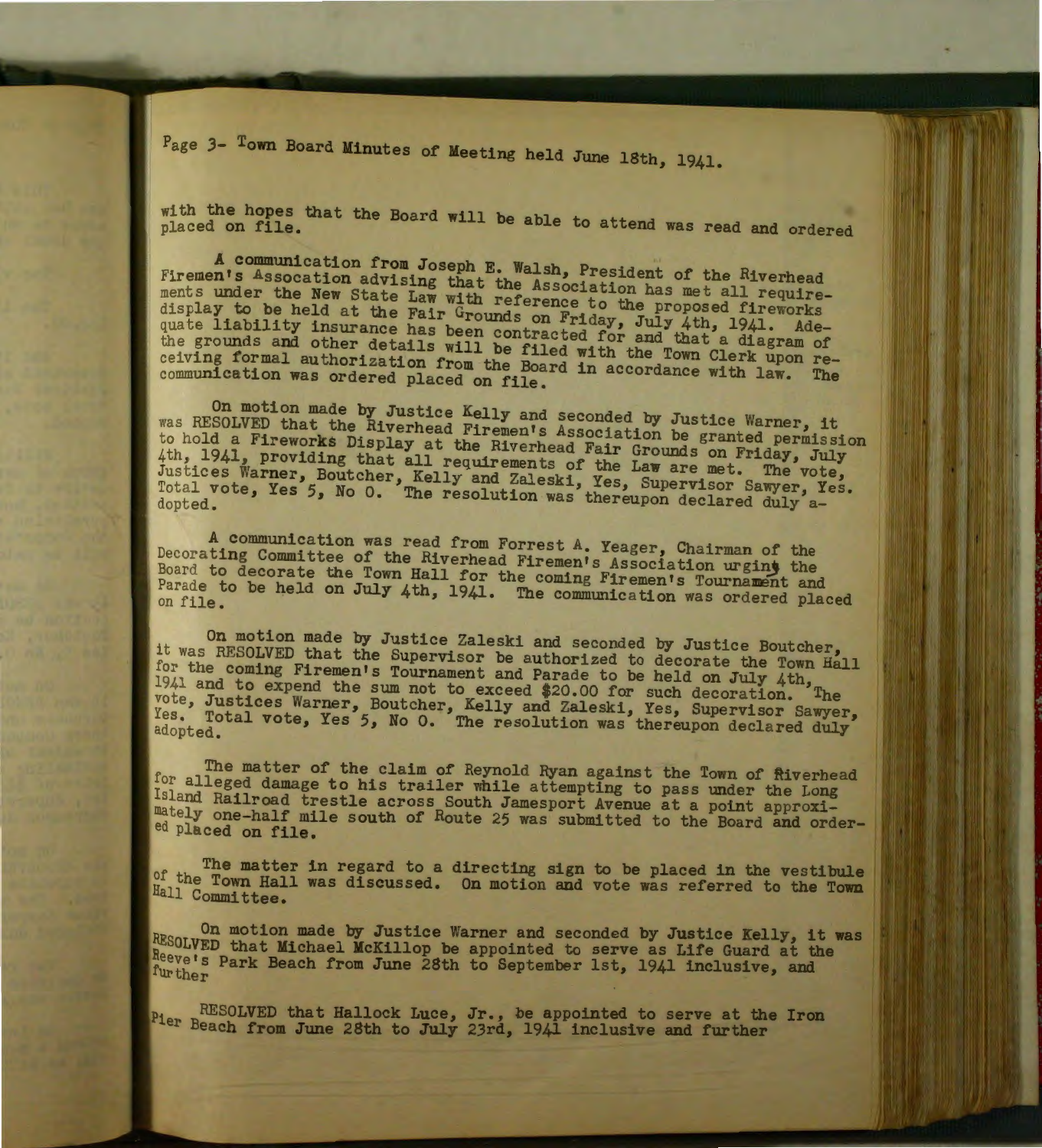Page 3- Town Board Minutes of Meeting held June 18th, 1941.

with the hopes that the Board will be able to attend was read and ordered placed on file.

A communication from Joseph E. Walsh, President of the Riverhead Firemen's Assocation advising that the Association has met all requirements under the New State Law with reference to the proposed fireworks display to be held at the Fair Grounds on Friday, July 4th, 1941. Adequate liability insurance has been contracted for and that a diagram of the grounds and other details will be filed with the Town Clerk upon receiving formal authorization from the Board in accordance with law. The communication was ordered placed on file.

On motion made by Justice Kelly and seconded by Justice Warner, it was RESOLVED that the Riverhead Firemen's Association be granted permission to hold a Fireworks Display at the Riverhead Fair Grounds on Friday, July 4th, 1941, providing that all requirements of the Law are met. The vote, Justices Warner, Boutcher, Kelly and Zaleski, Yes, Supervisor Sawyer, Yes. Total vote, Yes 5, No 0. The resolution was thereupon declared duly adopted.

A communication was read from Forrest A. Yeager, Chairman of the Decorating Committee of the Riverhead Firemen's Association urging the Board to decorate the Town Hall for the coming Firemen's Tournament and Parade to be held on July 4th, 1941. The communication was ordered placed on file.

On motion made by Justice Zaleski and seconded by Justice Boutcher, it was RESOLVED that the Supervisor be authorized to decorate the Town Hall for the coming Firemen's Tournament and Parade to be held on July 4th, 1941 and to expend the sum not to exceed $20.00 for such decoration. The vote, Justices Warner, Boutcher, Kelly and Zaleski, Yes, Supervisor Sawyer, Yes. Total vote, Yes 5, No 0. The resolution was thereupon declared duly adopted.

The matter of the claim of Reynold Ryan against the Town of Riverhead for alleged damage to his trailer while attempting to pass under the Long Island Railroad trestle across South Jamesport Avenue at a point approximately one-half mile south of Route 25 was submitted to the Board and ordered placed on file.

The matter in regard to a directing sign to be placed in the vestibule of the Town Hall was discussed. On motion and vote was referred to the Town Hall Committee.

On motion made by Justice Warner and seconded by Justice Kelly, it was RESOLVED that Michael McKillop be appointed to serve as Life Guard at the Reeve's Park Beach from June 28th to September 1st, 1941 inclusive, and further

RESOLVED that Hallock Luce, Jr., be appointed to serve at the Iron Pier Beach from June 28th to July 23rd, 1941 inclusive and further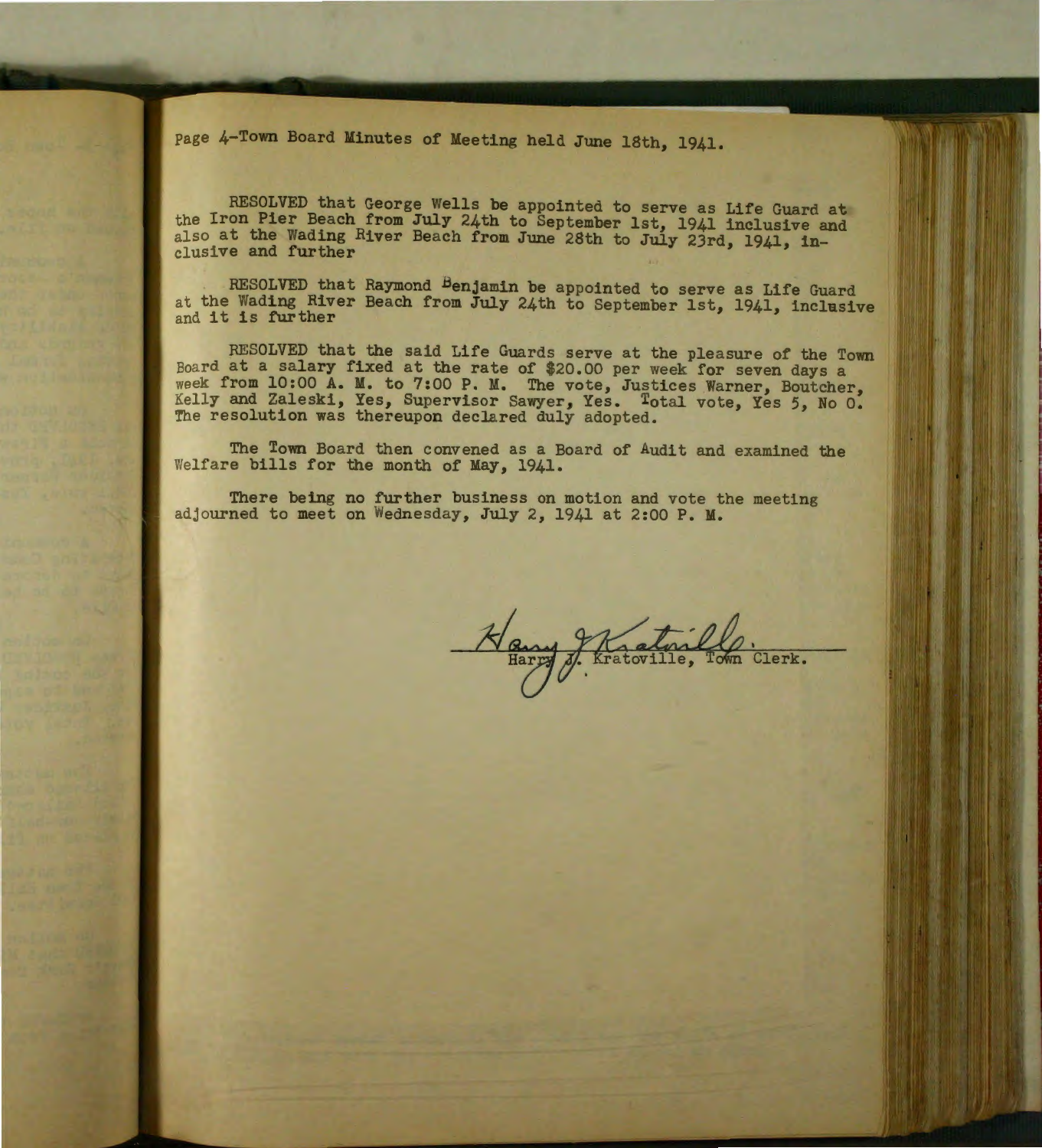Page 4-Town Board Minutes of Meeting held June 18th, 1941.

RESOLVED that George Wells be appointed to serve as Life Guard at the Iron Pier Beach from July 24th to September 1st, 1941 inclusive and also at the Wading River Beach from June 28th to July 23rd, 1941, inclusive and further

RESOLVED that Raymond Benjamin be appointed to serve as Life Guard at the Wading River Beach from July 24th to September 1st, 1941, inclusive and it is further

RESOLVED that the said Life Guards serve at the pleasure of the Town Board at a salary fixed at the rate of $20.00 per week for seven days a week from 10:00 A. M. to 7:00 P. M. The vote, Justices Warner, Boutcher, Kelly and Zaleski, Yes, Supervisor Sawyer, Yes. Total vote, Yes 5, No 0. The resolution was thereupon declared duly adopted.

The Town Board then convened as a Board of Audit and examined the Welfare bills for the month of May, 1941.

There being no further business on motion and vote the meeting adjourned to meet on Wednesday, July 2, 1941 at 2:00 P. M.

Harry J. Kratoville

Harry J. Kratoville, Town Clerk.